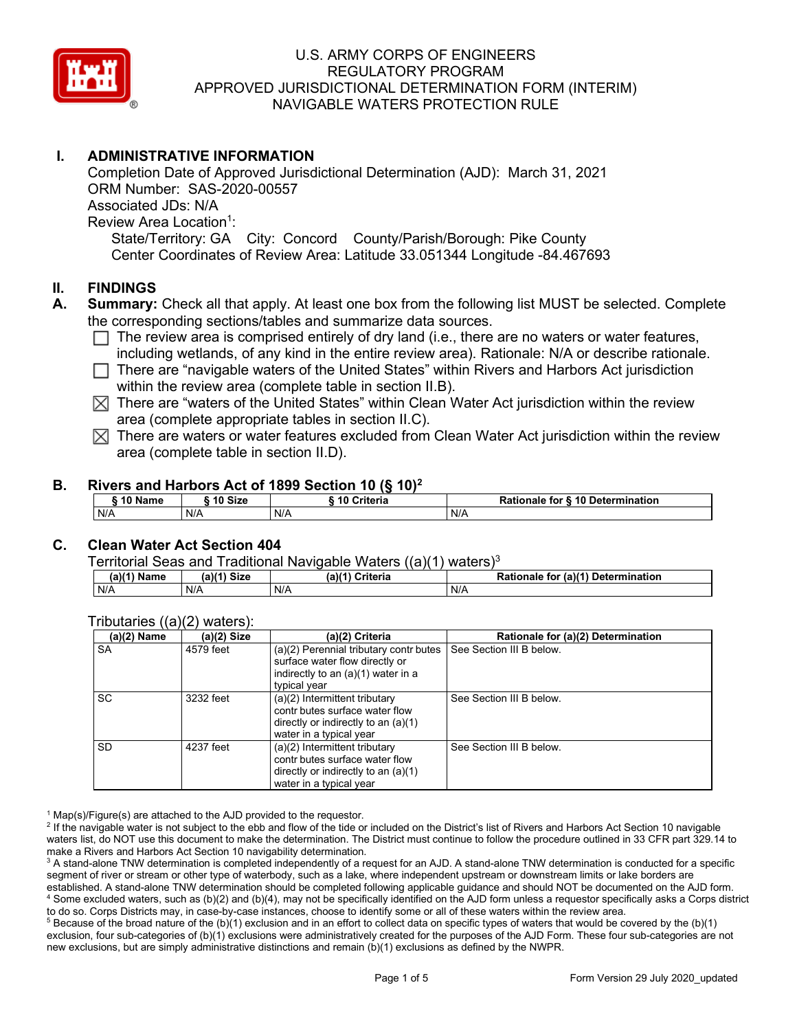U.S. ARMY CORPS OF ENGINEERS
REGULATORY PROGRAM
APPROVED JURISDICTIONAL DETERMINATION FORM (INTERIM)
NAVIGABLE WATERS PROTECTION RULE

## I. ADMINISTRATIVE INFORMATION

Completion Date of Approved Jurisdictional Determination (AJD): March 31, 2021
ORM Number: SAS-2020-00557
Associated JDs: N/A
Review Area Location[1]:
State/Territory: GA City: Concord County/Parish/Borough: Pike County
Center Coordinates of Review Area: Latitude 33.051344 Longitude -84.467693

## II. FINDINGS

**A. Summary:** Check all that apply. At least one box from the following list MUST be selected. Complete the corresponding sections/tables and summarize data sources.

- ☐ The review area is comprised entirely of dry land (i.e., there are no waters or water features, including wetlands, of any kind in the entire review area). Rationale: N/A or describe rationale.
- ☐ There are "navigable waters of the United States" within Rivers and Harbors Act jurisdiction within the review area (complete table in section II.B).
- ☒ There are "waters of the United States" within Clean Water Act jurisdiction within the review area (complete appropriate tables in section II.C).
- ☒ There are waters or water features excluded from Clean Water Act jurisdiction within the review area (complete table in section II.D).

**B. Rivers and Harbors Act of 1899 Section 10 (§ 10)[2]**

| § 10 Name | § 10 Size | § 10 Criteria | Rationale for § 10 Determination |
|---|---|---|---|
| N/A | N/A | N/A | N/A |

**C. Clean Water Act Section 404**

Territorial Seas and Traditional Navigable Waters ((a)(1) waters)[3]

| (a)(1) Name | (a)(1) Size | (a)(1) Criteria | Rationale for (a)(1) Determination |
|---|---|---|---|
| N/A | N/A | N/A | N/A |

Tributaries ((a)(2) waters):

| (a)(2) Name | (a)(2) Size | (a)(2) Criteria | Rationale for (a)(2) Determination |
|---|---|---|---|
| SA | 4579 feet | (a)(2) Perennial tributary contributes surface water flow directly or indirectly to an (a)(1) water in a typical year | See Section III B below. |
| SC | 3232 feet | (a)(2) Intermittent tributary contributes surface water flow directly or indirectly to an (a)(1) water in a typical year | See Section III B below. |
| SD | 4237 feet | (a)(2) Intermittent tributary contributes surface water flow directly or indirectly to an (a)(1) water in a typical year | See Section III B below. |

[1] Map(s)/Figure(s) are attached to the AJD provided to the requestor.
[2] If the navigable water is not subject to the ebb and flow of the tide or included on the District's list of Rivers and Harbors Act Section 10 navigable waters list, do NOT use this document to make the determination. The District must continue to follow the procedure outlined in 33 CFR part 329.14 to make a Rivers and Harbors Act Section 10 navigability determination.
[3] A stand-alone TNW determination is completed independently of a request for an AJD. A stand-alone TNW determination is conducted for a specific segment of river or stream or other type of waterbody, such as a lake, where independent upstream or downstream limits or lake borders are established. A stand-alone TNW determination should be completed following applicable guidance and should NOT be documented on the AJD form.
[4] Some excluded waters, such as (b)(2) and (b)(4), may not be specifically identified on the AJD form unless a requestor specifically asks a Corps district to do so. Corps Districts may, in case-by-case instances, choose to identify some or all of these waters within the review area.
[5] Because of the broad nature of the (b)(1) exclusion and in an effort to collect data on specific types of waters that would be covered by the (b)(1) exclusion, four sub-categories of (b)(1) exclusions were administratively created for the purposes of the AJD Form. These four sub-categories are not new exclusions, but are simply administrative distinctions and remain (b)(1) exclusions as defined by the NWPR.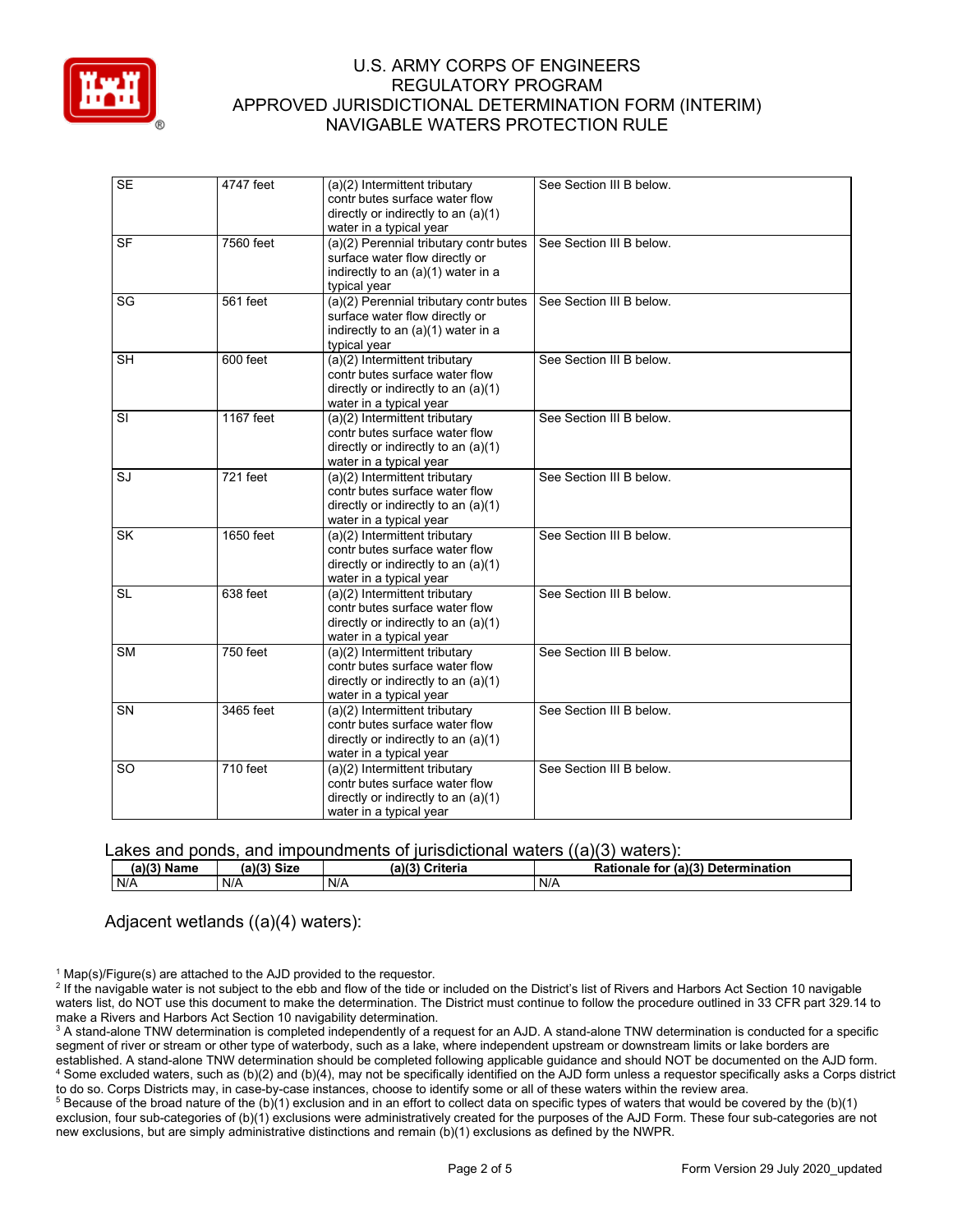| | | | |
|---|---|---|---|
| SE | 4747 feet | (a)(2) Intermittent tributary contr butes surface water flow directly or indirectly to an (a)(1) water in a typical year | See Section III B below. |
| SF | 7560 feet | (a)(2) Perennial tributary contr butes surface water flow directly or indirectly to an (a)(1) water in a typical year | See Section III B below. |
| SG | 561 feet | (a)(2) Perennial tributary contr butes surface water flow directly or indirectly to an (a)(1) water in a typical year | See Section III B below. |
| SH | 600 feet | (a)(2) Intermittent tributary contr butes surface water flow directly or indirectly to an (a)(1) water in a typical year | See Section III B below. |
| SI | 1167 feet | (a)(2) Intermittent tributary contr butes surface water flow directly or indirectly to an (a)(1) water in a typical year | See Section III B below. |
| SJ | 721 feet | (a)(2) Intermittent tributary contr butes surface water flow directly or indirectly to an (a)(1) water in a typical year | See Section III B below. |
| SK | 1650 feet | (a)(2) Intermittent tributary contr butes surface water flow directly or indirectly to an (a)(1) water in a typical year | See Section III B below. |
| SL | 638 feet | (a)(2) Intermittent tributary contr butes surface water flow directly or indirectly to an (a)(1) water in a typical year | See Section III B below. |
| SM | 750 feet | (a)(2) Intermittent tributary contr butes surface water flow directly or indirectly to an (a)(1) water in a typical year | See Section III B below. |
| SN | 3465 feet | (a)(2) Intermittent tributary contr butes surface water flow directly or indirectly to an (a)(1) water in a typical year | See Section III B below. |
| SO | 710 feet | (a)(2) Intermittent tributary contr butes surface water flow directly or indirectly to an (a)(1) water in a typical year | See Section III B below. |

Lakes and ponds, and impoundments of jurisdictional waters ((a)(3) waters):

| (a)(3) Name | (a)(3) Size | (a)(3) Criteria | Rationale for (a)(3) Determination |
|---|---|---|---|
| N/A | N/A | N/A | N/A |

Adjacent wetlands ((a)(4) waters):

[1] Map(s)/Figure(s) are attached to the AJD provided to the requestor.
[2] If the navigable water is not subject to the ebb and flow of the tide or included on the District's list of Rivers and Harbors Act Section 10 navigable waters list, do NOT use this document to make the determination. The District must continue to follow the procedure outlined in 33 CFR part 329.14 to make a Rivers and Harbors Act Section 10 navigability determination.
[3] A stand-alone TNW determination is completed independently of a request for an AJD. A stand-alone TNW determination is conducted for a specific segment of river or stream or other type of waterbody, such as a lake, where independent upstream or downstream limits or lake borders are established. A stand-alone TNW determination should be completed following applicable guidance and should NOT be documented on the AJD form.
[4] Some excluded waters, such as (b)(2) and (b)(4), may not be specifically identified on the AJD form unless a requestor specifically asks a Corps district to do so. Corps Districts may, in case-by-case instances, choose to identify some or all of these waters within the review area.
[5] Because of the broad nature of the (b)(1) exclusion and in an effort to collect data on specific types of waters that would be covered by the (b)(1) exclusion, four sub-categories of (b)(1) exclusions were administratively created for the purposes of the AJD Form. These four sub-categories are not new exclusions, but are simply administrative distinctions and remain (b)(1) exclusions as defined by the NWPR.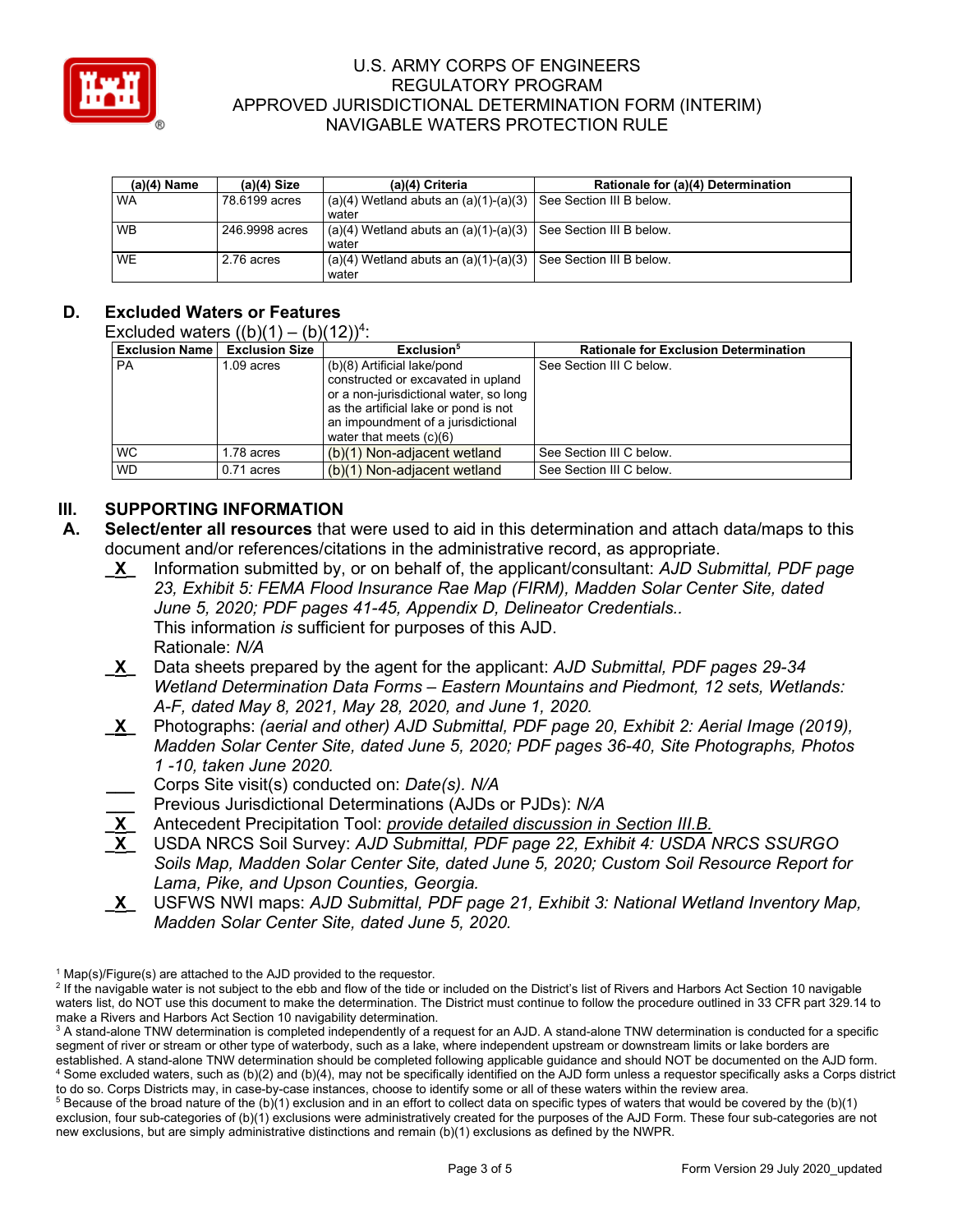| (a)(4) Name | (a)(4) Size | (a)(4) Criteria | Rationale for (a)(4) Determination |
|---|---|---|---|
| WA | 78.6199 acres | (a)(4) Wetland abuts an (a)(1)-(a)(3) water | See Section III B below. |
| WB | 246.9998 acres | (a)(4) Wetland abuts an (a)(1)-(a)(3) water | See Section III B below. |
| WE | 2.76 acres | (a)(4) Wetland abuts an (a)(1)-(a)(3) water | See Section III B below. |

## D. Excluded Waters or Features

Excluded waters ((b)(1) – (b)(12))[4]:

| Exclusion Name | Exclusion Size | Exclusion[5] | Rationale for Exclusion Determination |
|---|---|---|---|
| PA | 1.09 acres | (b)(8) Artificial lake/pond constructed or excavated in upland or a non-jurisdictional water, so long as the artificial lake or pond is not an impoundment of a jurisdictional water that meets (c)(6) | See Section III C below. |
| WC | 1.78 acres | (b)(1) Non-adjacent wetland | See Section III C below. |
| WD | 0.71 acres | (b)(1) Non-adjacent wetland | See Section III C below. |

# III. SUPPORTING INFORMATION

**A. Select/enter all resources** that were used to aid in this determination and attach data/maps to this document and/or references/citations in the administrative record, as appropriate.

_X_ Information submitted by, or on behalf of, the applicant/consultant: *AJD Submittal, PDF page 23, Exhibit 5: FEMA Flood Insurance Rae Map (FIRM), Madden Solar Center Site, dated June 5, 2020; PDF pages 41-45, Appendix D, Delineator Credentials..*
This information *is* sufficient for purposes of this AJD.
Rationale: *N/A*

_X_ Data sheets prepared by the agent for the applicant: *AJD Submittal, PDF pages 29-34 Wetland Determination Data Forms – Eastern Mountains and Piedmont, 12 sets, Wetlands: A-F, dated May 8, 2021, May 28, 2020, and June 1, 2020.*

_X_ Photographs: *(aerial and other) AJD Submittal, PDF page 20, Exhibit 2: Aerial Image (2019), Madden Solar Center Site, dated June 5, 2020; PDF pages 36-40, Site Photographs, Photos 1 -10, taken June 2020.*

___ Corps Site visit(s) conducted on: *Date(s). N/A*

___ Previous Jurisdictional Determinations (AJDs or PJDs): *N/A*

_X_ Antecedent Precipitation Tool: provide detailed discussion in Section III.B.

_X_ USDA NRCS Soil Survey: *AJD Submittal, PDF page 22, Exhibit 4: USDA NRCS SSURGO Soils Map, Madden Solar Center Site, dated June 5, 2020; Custom Soil Resource Report for Lama, Pike, and Upson Counties, Georgia.*

_X_ USFWS NWI maps: *AJD Submittal, PDF page 21, Exhibit 3: National Wetland Inventory Map, Madden Solar Center Site, dated June 5, 2020.*

---

[1] Map(s)/Figure(s) are attached to the AJD provided to the requestor.
[2] If the navigable water is not subject to the ebb and flow of the tide or included on the District's list of Rivers and Harbors Act Section 10 navigable waters list, do NOT use this document to make the determination. The District must continue to follow the procedure outlined in 33 CFR part 329.14 to make a Rivers and Harbors Act Section 10 navigability determination.
[3] A stand-alone TNW determination is completed independently of a request for an AJD. A stand-alone TNW determination is conducted for a specific segment of river or stream or other type of waterbody, such as a lake, where independent upstream or downstream limits or lake borders are established. A stand-alone TNW determination should be completed following applicable guidance and should NOT be documented on the AJD form.
[4] Some excluded waters, such as (b)(2) and (b)(4), may not be specifically identified on the AJD form unless a requestor specifically asks a Corps district to do so. Corps Districts may, in case-by-case instances, choose to identify some or all of these waters within the review area.
[5] Because of the broad nature of the (b)(1) exclusion and in an effort to collect data on specific types of waters that would be covered by the (b)(1) exclusion, four sub-categories of (b)(1) exclusions were administratively created for the purposes of the AJD Form. These four sub-categories are not new exclusions, but are simply administrative distinctions and remain (b)(1) exclusions as defined by the NWPR.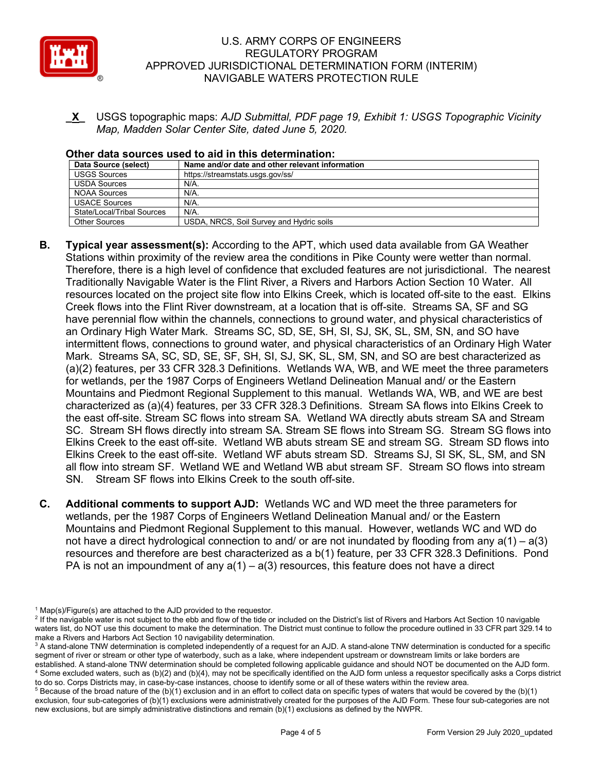_**X**_ USGS topographic maps: *AJD Submittal, PDF page 19, Exhibit 1: USGS Topographic Vicinity Map, Madden Solar Center Site, dated June 5, 2020.*

**Other data sources used to aid in this determination:**

| Data Source (select) | Name and/or date and other relevant information |
|---|---|
| USGS Sources | https://streamstats.usgs.gov/ss/ |
| USDA Sources | N/A. |
| NOAA Sources | N/A. |
| USACE Sources | N/A. |
| State/Local/Tribal Sources | N/A. |
| Other Sources | USDA, NRCS, Soil Survey and Hydric soils |

**B. Typical year assessment(s):** According to the APT, which used data available from GA Weather Stations within proximity of the review area the conditions in Pike County were wetter than normal. Therefore, there is a high level of confidence that excluded features are not jurisdictional. The nearest Traditionally Navigable Water is the Flint River, a Rivers and Harbors Action Section 10 Water. All resources located on the project site flow into Elkins Creek, which is located off-site to the east. Elkins Creek flows into the Flint River downstream, at a location that is off-site. Streams SA, SF and SG have perennial flow within the channels, connections to ground water, and physical characteristics of an Ordinary High Water Mark. Streams SC, SD, SE, SH, SI, SJ, SK, SL, SM, SN, and SO have intermittent flows, connections to ground water, and physical characteristics of an Ordinary High Water Mark. Streams SA, SC, SD, SE, SF, SH, SI, SJ, SK, SL, SM, SN, and SO are best characterized as (a)(2) features, per 33 CFR 328.3 Definitions. Wetlands WA, WB, and WE meet the three parameters for wetlands, per the 1987 Corps of Engineers Wetland Delineation Manual and/ or the Eastern Mountains and Piedmont Regional Supplement to this manual. Wetlands WA, WB, and WE are best characterized as (a)(4) features, per 33 CFR 328.3 Definitions. Stream SA flows into Elkins Creek to the east off-site. Stream SC flows into stream SA. Wetland WA directly abuts stream SA and Stream SC. Stream SH flows directly into stream SA. Stream SE flows into Stream SG. Stream SG flows into Elkins Creek to the east off-site. Wetland WB abuts stream SE and stream SG. Stream SD flows into Elkins Creek to the east off-site. Wetland WF abuts stream SD. Streams SJ, SI SK, SL, SM, and SN all flow into stream SF. Wetland WE and Wetland WB abut stream SF. Stream SO flows into stream SN. Stream SF flows into Elkins Creek to the south off-site.

**C. Additional comments to support AJD:** Wetlands WC and WD meet the three parameters for wetlands, per the 1987 Corps of Engineers Wetland Delineation Manual and/ or the Eastern Mountains and Piedmont Regional Supplement to this manual. However, wetlands WC and WD do not have a direct hydrological connection to and/ or are not inundated by flooding from any a(1) – a(3) resources and therefore are best characterized as a b(1) feature, per 33 CFR 328.3 Definitions. Pond PA is not an impoundment of any a(1) – a(3) resources, this feature does not have a direct

[1] Map(s)/Figure(s) are attached to the AJD provided to the requestor.

[2] If the navigable water is not subject to the ebb and flow of the tide or included on the District's list of Rivers and Harbors Act Section 10 navigable waters list, do NOT use this document to make the determination. The District must continue to follow the procedure outlined in 33 CFR part 329.14 to make a Rivers and Harbors Act Section 10 navigability determination.

[3] A stand-alone TNW determination is completed independently of a request for an AJD. A stand-alone TNW determination is conducted for a specific segment of river or stream or other type of waterbody, such as a lake, where independent upstream or downstream limits or lake borders are established. A stand-alone TNW determination should be completed following applicable guidance and should NOT be documented on the AJD form.

[4] Some excluded waters, such as (b)(2) and (b)(4), may not be specifically identified on the AJD form unless a requestor specifically asks a Corps district to do so. Corps Districts may, in case-by-case instances, choose to identify some or all of these waters within the review area.

[5] Because of the broad nature of the (b)(1) exclusion and in an effort to collect data on specific types of waters that would be covered by the (b)(1) exclusion, four sub-categories of (b)(1) exclusions were administratively created for the purposes of the AJD Form. These four sub-categories are not new exclusions, but are simply administrative distinctions and remain (b)(1) exclusions as defined by the NWPR.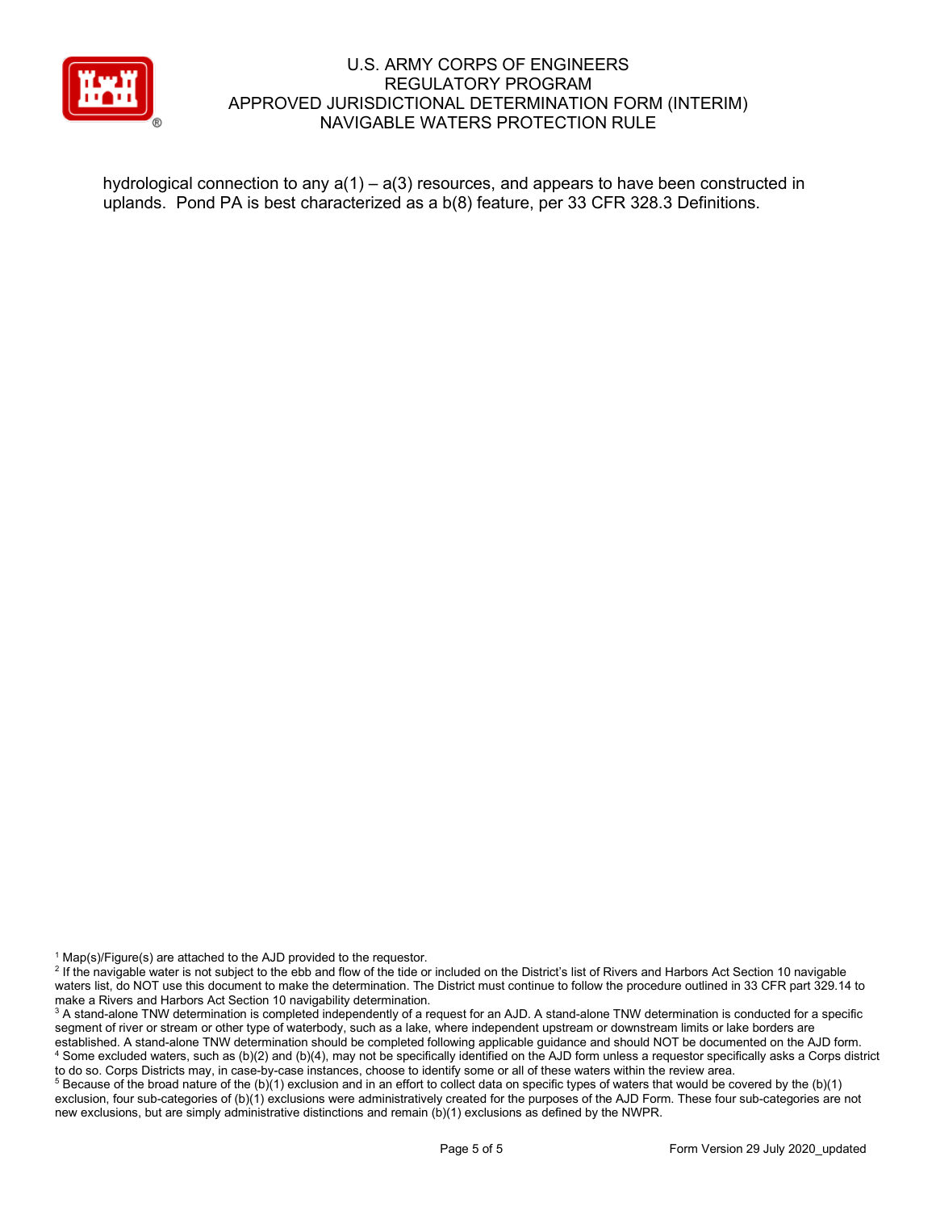hydrological connection to any a(1) – a(3) resources, and appears to have been constructed in uplands. Pond PA is best characterized as a b(8) feature, per 33 CFR 328.3 Definitions.

[1] Map(s)/Figure(s) are attached to the AJD provided to the requestor.
[2] If the navigable water is not subject to the ebb and flow of the tide or included on the District's list of Rivers and Harbors Act Section 10 navigable waters list, do NOT use this document to make the determination. The District must continue to follow the procedure outlined in 33 CFR part 329.14 to make a Rivers and Harbors Act Section 10 navigability determination.
[3] A stand-alone TNW determination is completed independently of a request for an AJD. A stand-alone TNW determination is conducted for a specific segment of river or stream or other type of waterbody, such as a lake, where independent upstream or downstream limits or lake borders are established. A stand-alone TNW determination should be completed following applicable guidance and should NOT be documented on the AJD form.
[4] Some excluded waters, such as (b)(2) and (b)(4), may not be specifically identified on the AJD form unless a requestor specifically asks a Corps district to do so. Corps Districts may, in case-by-case instances, choose to identify some or all of these waters within the review area.
[5] Because of the broad nature of the (b)(1) exclusion and in an effort to collect data on specific types of waters that would be covered by the (b)(1) exclusion, four sub-categories of (b)(1) exclusions were administratively created for the purposes of the AJD Form. These four sub-categories are not new exclusions, but are simply administrative distinctions and remain (b)(1) exclusions as defined by the NWPR.